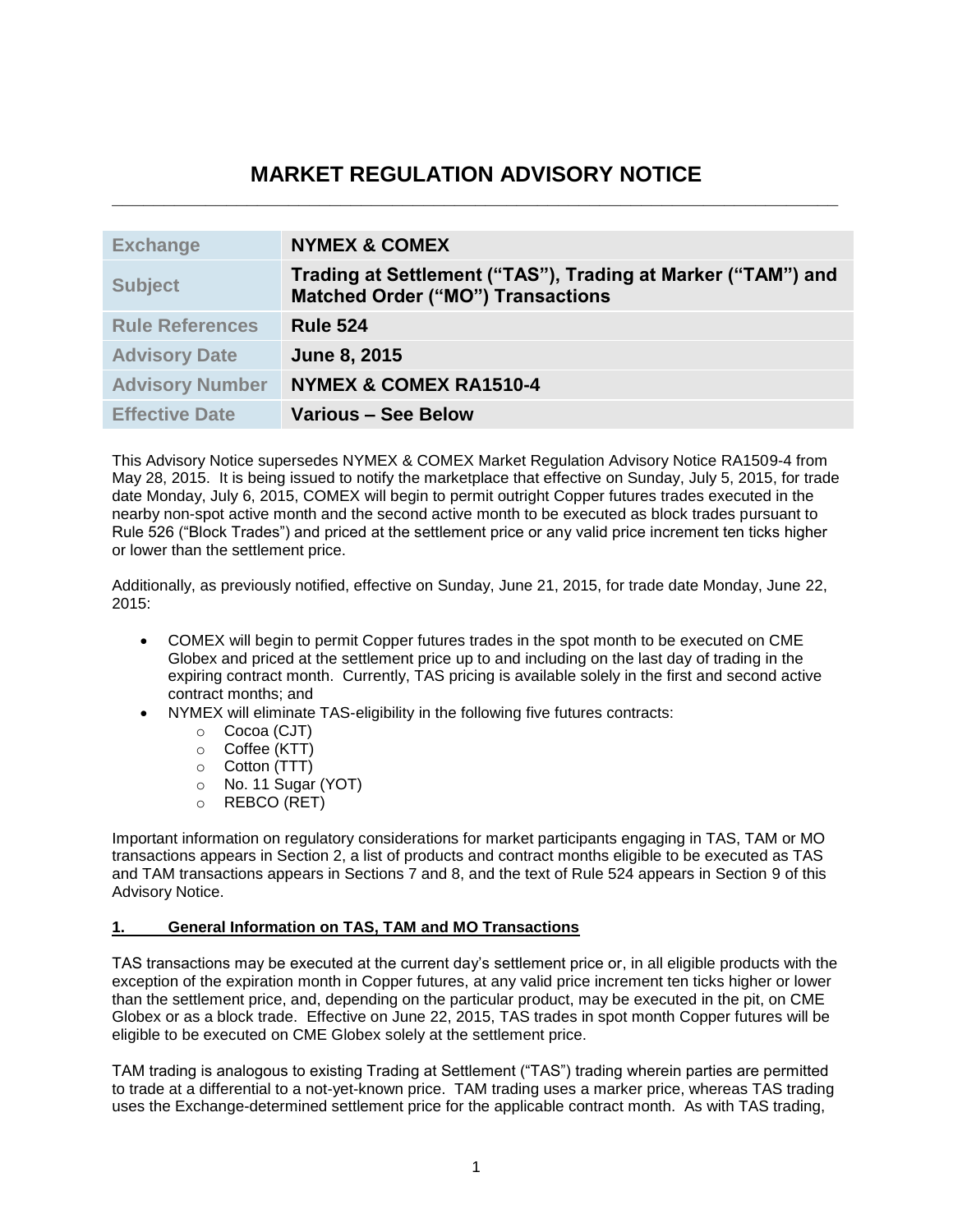# MARKET REGULATION ADVISORY NOTICE

| Exchange | NYMEX & COMEX |
| --- | --- |
| Subject | Trading at Settlement ("TAS"), Trading at Marker ("TAM") and Matched Order ("MO") Transactions |
| Rule References | Rule 524 |
| Advisory Date | June 8, 2015 |
| Advisory Number | NYMEX & COMEX RA1510-4 |
| Effective Date | Various – See Below |

This Advisory Notice supersedes NYMEX & COMEX Market Regulation Advisory Notice RA1509-4 from May 28, 2015. It is being issued to notify the marketplace that effective on Sunday, July 5, 2015, for trade date Monday, July 6, 2015, COMEX will begin to permit outright Copper futures trades executed in the nearby non-spot active month and the second active month to be executed as block trades pursuant to Rule 526 ("Block Trades") and priced at the settlement price or any valid price increment ten ticks higher or lower than the settlement price.

Additionally, as previously notified, effective on Sunday, June 21, 2015, for trade date Monday, June 22, 2015:

- COMEX will begin to permit Copper futures trades in the spot month to be executed on CME Globex and priced at the settlement price up to and including on the last day of trading in the expiring contract month. Currently, TAS pricing is available solely in the first and second active contract months; and
- NYMEX will eliminate TAS-eligibility in the following five futures contracts:
  - Cocoa (CJT)
  - Coffee (KTT)
  - Cotton (TTT)
  - No. 11 Sugar (YOT)
  - REBCO (RET)

Important information on regulatory considerations for market participants engaging in TAS, TAM or MO transactions appears in Section 2, a list of products and contract months eligible to be executed as TAS and TAM transactions appears in Sections 7 and 8, and the text of Rule 524 appears in Section 9 of this Advisory Notice.

## 1. General Information on TAS, TAM and MO Transactions

TAS transactions may be executed at the current day's settlement price or, in all eligible products with the exception of the expiration month in Copper futures, at any valid price increment ten ticks higher or lower than the settlement price, and, depending on the particular product, may be executed in the pit, on CME Globex or as a block trade. Effective on June 22, 2015, TAS trades in spot month Copper futures will be eligible to be executed on CME Globex solely at the settlement price.

TAM trading is analogous to existing Trading at Settlement ("TAS") trading wherein parties are permitted to trade at a differential to a not-yet-known price. TAM trading uses a marker price, whereas TAS trading uses the Exchange-determined settlement price for the applicable contract month. As with TAS trading,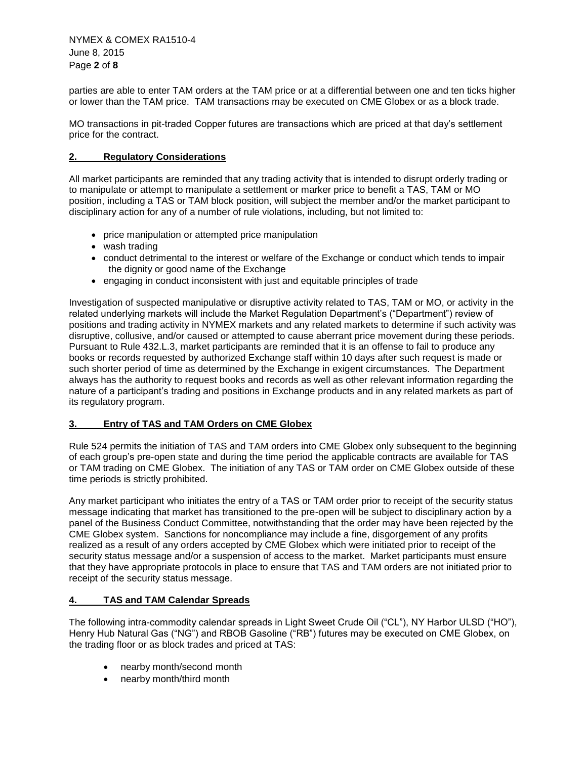parties are able to enter TAM orders at the TAM price or at a differential between one and ten ticks higher or lower than the TAM price. TAM transactions may be executed on CME Globex or as a block trade.

MO transactions in pit-traded Copper futures are transactions which are priced at that day's settlement price for the contract.

## 2. Regulatory Considerations

All market participants are reminded that any trading activity that is intended to disrupt orderly trading or to manipulate or attempt to manipulate a settlement or marker price to benefit a TAS, TAM or MO position, including a TAS or TAM block position, will subject the member and/or the market participant to disciplinary action for any of a number of rule violations, including, but not limited to:

- price manipulation or attempted price manipulation
- wash trading
- conduct detrimental to the interest or welfare of the Exchange or conduct which tends to impair the dignity or good name of the Exchange
- engaging in conduct inconsistent with just and equitable principles of trade

Investigation of suspected manipulative or disruptive activity related to TAS, TAM or MO, or activity in the related underlying markets will include the Market Regulation Department's ("Department") review of positions and trading activity in NYMEX markets and any related markets to determine if such activity was disruptive, collusive, and/or caused or attempted to cause aberrant price movement during these periods. Pursuant to Rule 432.L.3, market participants are reminded that it is an offense to fail to produce any books or records requested by authorized Exchange staff within 10 days after such request is made or such shorter period of time as determined by the Exchange in exigent circumstances. The Department always has the authority to request books and records as well as other relevant information regarding the nature of a participant's trading and positions in Exchange products and in any related markets as part of its regulatory program.

## 3. Entry of TAS and TAM Orders on CME Globex

Rule 524 permits the initiation of TAS and TAM orders into CME Globex only subsequent to the beginning of each group's pre-open state and during the time period the applicable contracts are available for TAS or TAM trading on CME Globex. The initiation of any TAS or TAM order on CME Globex outside of these time periods is strictly prohibited.

Any market participant who initiates the entry of a TAS or TAM order prior to receipt of the security status message indicating that market has transitioned to the pre-open will be subject to disciplinary action by a panel of the Business Conduct Committee, notwithstanding that the order may have been rejected by the CME Globex system. Sanctions for noncompliance may include a fine, disgorgement of any profits realized as a result of any orders accepted by CME Globex which were initiated prior to receipt of the security status message and/or a suspension of access to the market. Market participants must ensure that they have appropriate protocols in place to ensure that TAS and TAM orders are not initiated prior to receipt of the security status message.

## 4. TAS and TAM Calendar Spreads

The following intra-commodity calendar spreads in Light Sweet Crude Oil ("CL"), NY Harbor ULSD ("HO"), Henry Hub Natural Gas ("NG") and RBOB Gasoline ("RB") futures may be executed on CME Globex, on the trading floor or as block trades and priced at TAS:

- nearby month/second month
- nearby month/third month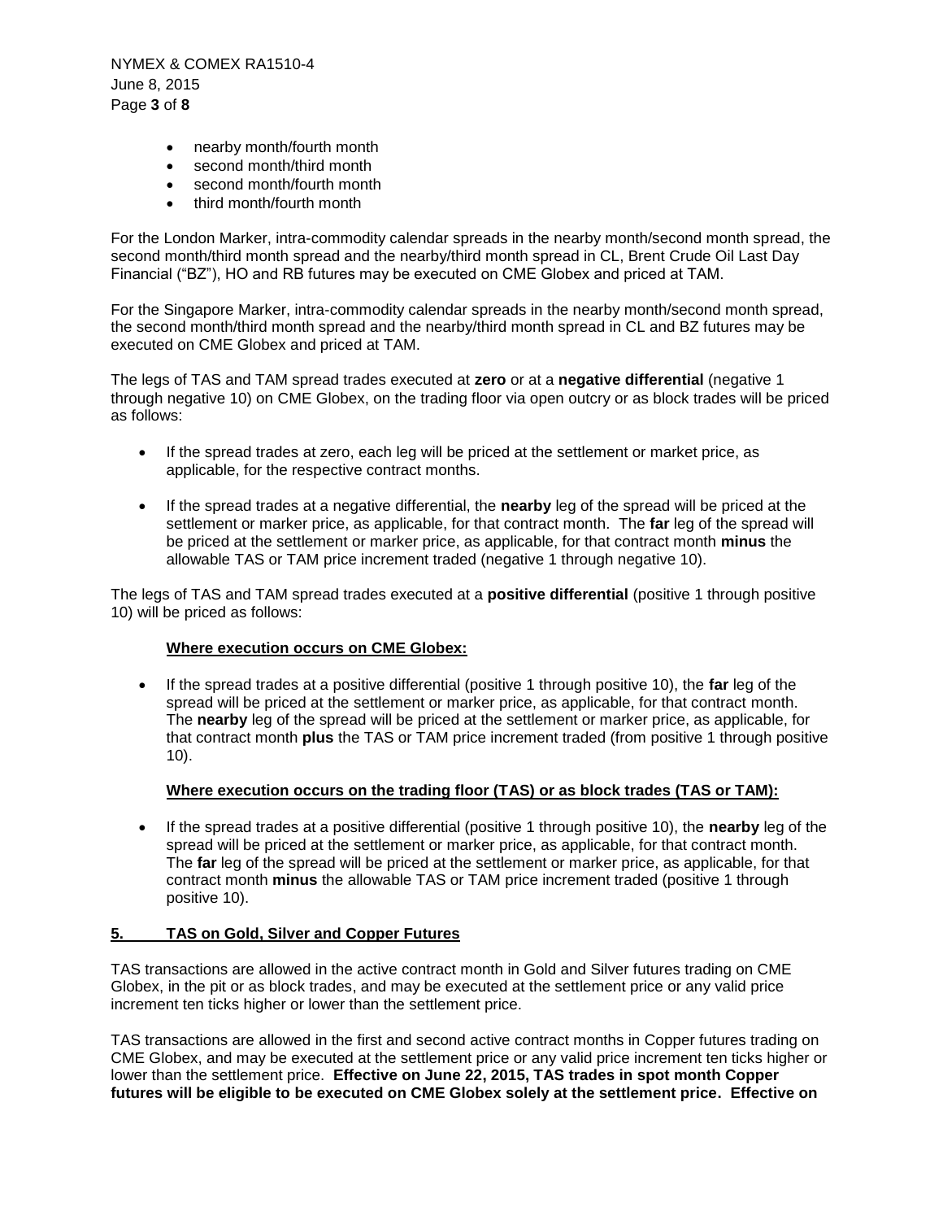- nearby month/fourth month
- second month/third month
- second month/fourth month
- third month/fourth month

For the London Marker, intra-commodity calendar spreads in the nearby month/second month spread, the second month/third month spread and the nearby/third month spread in CL, Brent Crude Oil Last Day Financial ("BZ"), HO and RB futures may be executed on CME Globex and priced at TAM.

For the Singapore Marker, intra-commodity calendar spreads in the nearby month/second month spread, the second month/third month spread and the nearby/third month spread in CL and BZ futures may be executed on CME Globex and priced at TAM.

The legs of TAS and TAM spread trades executed at **zero** or at a **negative differential** (negative 1 through negative 10) on CME Globex, on the trading floor via open outcry or as block trades will be priced as follows:

- If the spread trades at zero, each leg will be priced at the settlement or market price, as applicable, for the respective contract months.
- If the spread trades at a negative differential, the **nearby** leg of the spread will be priced at the settlement or marker price, as applicable, for that contract month. The **far** leg of the spread will be priced at the settlement or marker price, as applicable, for that contract month **minus** the allowable TAS or TAM price increment traded (negative 1 through negative 10).

The legs of TAS and TAM spread trades executed at a **positive differential** (positive 1 through positive 10) will be priced as follows:

**Where execution occurs on CME Globex:**

- If the spread trades at a positive differential (positive 1 through positive 10), the **far** leg of the spread will be priced at the settlement or marker price, as applicable, for that contract month. The **nearby** leg of the spread will be priced at the settlement or marker price, as applicable, for that contract month **plus** the TAS or TAM price increment traded (from positive 1 through positive 10).

**Where execution occurs on the trading floor (TAS) or as block trades (TAS or TAM):**

- If the spread trades at a positive differential (positive 1 through positive 10), the **nearby** leg of the spread will be priced at the settlement or marker price, as applicable, for that contract month. The **far** leg of the spread will be priced at the settlement or marker price, as applicable, for that contract month **minus** the allowable TAS or TAM price increment traded (positive 1 through positive 10).

## 5. TAS on Gold, Silver and Copper Futures

TAS transactions are allowed in the active contract month in Gold and Silver futures trading on CME Globex, in the pit or as block trades, and may be executed at the settlement price or any valid price increment ten ticks higher or lower than the settlement price.

TAS transactions are allowed in the first and second active contract months in Copper futures trading on CME Globex, and may be executed at the settlement price or any valid price increment ten ticks higher or lower than the settlement price. **Effective on June 22, 2015, TAS trades in spot month Copper futures will be eligible to be executed on CME Globex solely at the settlement price. Effective on**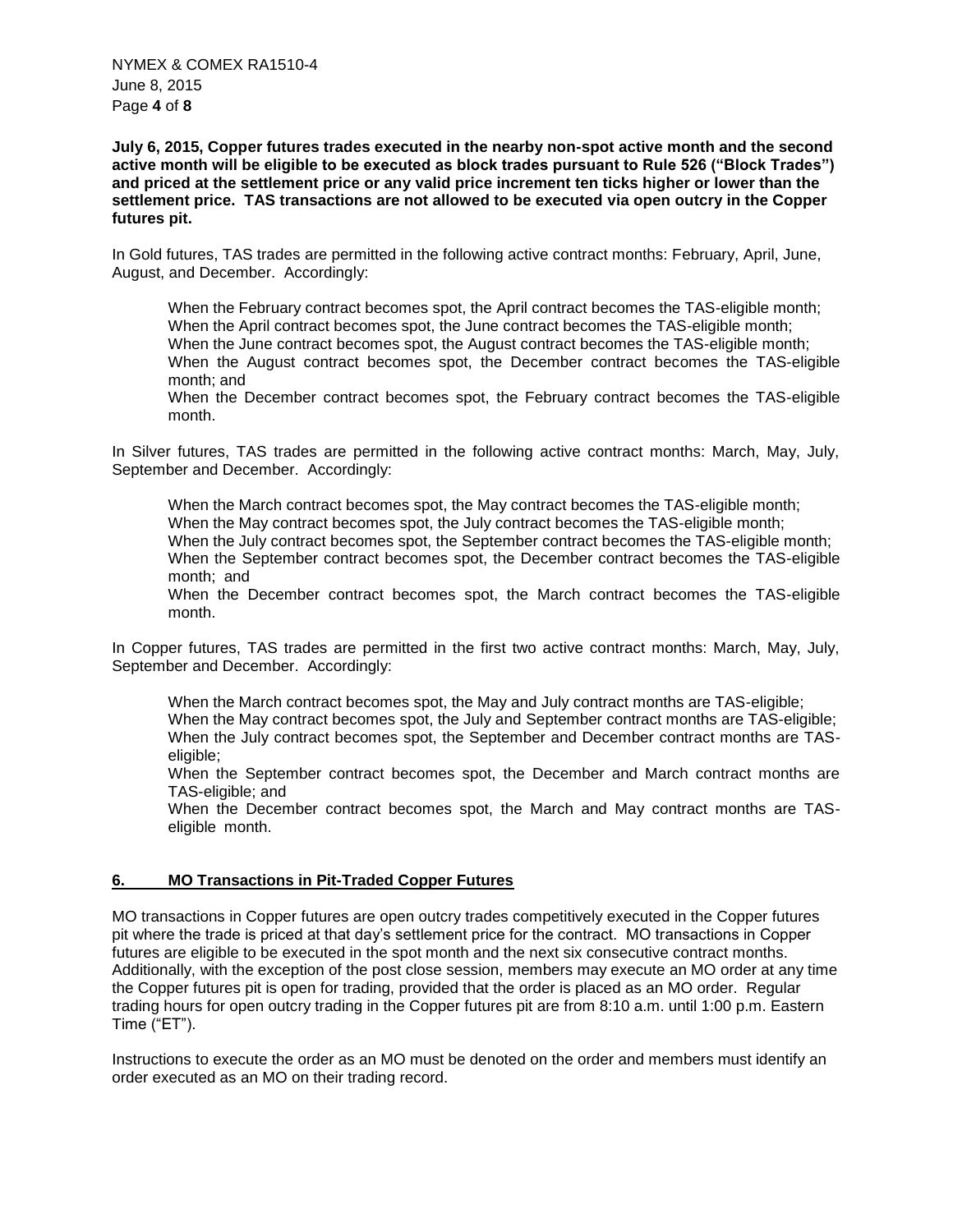**July 6, 2015, Copper futures trades executed in the nearby non-spot active month and the second active month will be eligible to be executed as block trades pursuant to Rule 526 ("Block Trades") and priced at the settlement price or any valid price increment ten ticks higher or lower than the settlement price. TAS transactions are not allowed to be executed via open outcry in the Copper futures pit.**

In Gold futures, TAS trades are permitted in the following active contract months: February, April, June, August, and December. Accordingly:

> When the February contract becomes spot, the April contract becomes the TAS-eligible month;
> When the April contract becomes spot, the June contract becomes the TAS-eligible month;
> When the June contract becomes spot, the August contract becomes the TAS-eligible month;
> When the August contract becomes spot, the December contract becomes the TAS-eligible month; and
> When the December contract becomes spot, the February contract becomes the TAS-eligible month.

In Silver futures, TAS trades are permitted in the following active contract months: March, May, July, September and December. Accordingly:

> When the March contract becomes spot, the May contract becomes the TAS-eligible month;
> When the May contract becomes spot, the July contract becomes the TAS-eligible month;
> When the July contract becomes spot, the September contract becomes the TAS-eligible month;
> When the September contract becomes spot, the December contract becomes the TAS-eligible month; and
> When the December contract becomes spot, the March contract becomes the TAS-eligible month.

In Copper futures, TAS trades are permitted in the first two active contract months: March, May, July, September and December. Accordingly:

> When the March contract becomes spot, the May and July contract months are TAS-eligible;
> When the May contract becomes spot, the July and September contract months are TAS-eligible;
> When the July contract becomes spot, the September and December contract months are TAS-eligible;
> When the September contract becomes spot, the December and March contract months are TAS-eligible; and
> When the December contract becomes spot, the March and May contract months are TAS-eligible month.

## 6. MO Transactions in Pit-Traded Copper Futures

MO transactions in Copper futures are open outcry trades competitively executed in the Copper futures pit where the trade is priced at that day's settlement price for the contract. MO transactions in Copper futures are eligible to be executed in the spot month and the next six consecutive contract months. Additionally, with the exception of the post close session, members may execute an MO order at any time the Copper futures pit is open for trading, provided that the order is placed as an MO order. Regular trading hours for open outcry trading in the Copper futures pit are from 8:10 a.m. until 1:00 p.m. Eastern Time ("ET").

Instructions to execute the order as an MO must be denoted on the order and members must identify an order executed as an MO on their trading record.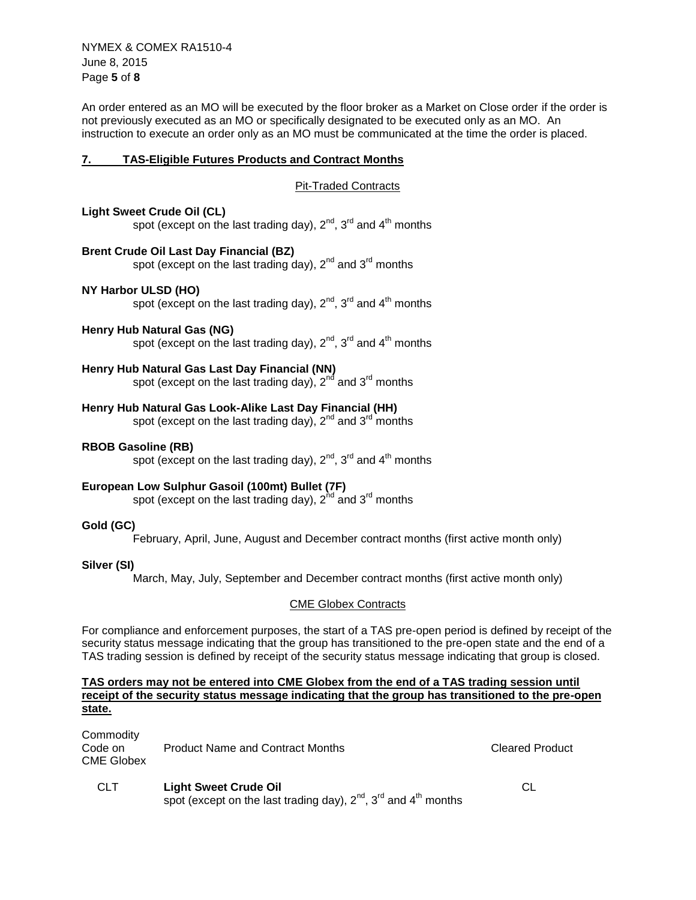An order entered as an MO will be executed by the floor broker as a Market on Close order if the order is not previously executed as an MO or specifically designated to be executed only as an MO. An instruction to execute an order only as an MO must be communicated at the time the order is placed.

## 7. TAS-Eligible Futures Products and Contract Months

### Pit-Traded Contracts

**Light Sweet Crude Oil (CL)**
spot (except on the last trading day), 2nd, 3rd and 4th months

**Brent Crude Oil Last Day Financial (BZ)**
spot (except on the last trading day), 2nd and 3rd months

**NY Harbor ULSD (HO)**
spot (except on the last trading day), 2nd, 3rd and 4th months

**Henry Hub Natural Gas (NG)**
spot (except on the last trading day), 2nd, 3rd and 4th months

**Henry Hub Natural Gas Last Day Financial (NN)**
spot (except on the last trading day), 2nd and 3rd months

**Henry Hub Natural Gas Look-Alike Last Day Financial (HH)**
spot (except on the last trading day), 2nd and 3rd months

**RBOB Gasoline (RB)**
spot (except on the last trading day), 2nd, 3rd and 4th months

**European Low Sulphur Gasoil (100mt) Bullet (7F)**
spot (except on the last trading day), 2nd and 3rd months

**Gold (GC)**
February, April, June, August and December contract months (first active month only)

**Silver (SI)**
March, May, July, September and December contract months (first active month only)

### CME Globex Contracts

For compliance and enforcement purposes, the start of a TAS pre-open period is defined by receipt of the security status message indicating that the group has transitioned to the pre-open state and the end of a TAS trading session is defined by receipt of the security status message indicating that group is closed.

**TAS orders may not be entered into CME Globex from the end of a TAS trading session until receipt of the security status message indicating that the group has transitioned to the pre-open state.**

| Commodity Code on CME Globex | Product Name and Contract Months | Cleared Product |
|---|---|---|
| CLT | **Light Sweet Crude Oil** spot (except on the last trading day), 2nd, 3rd and 4th months | CL |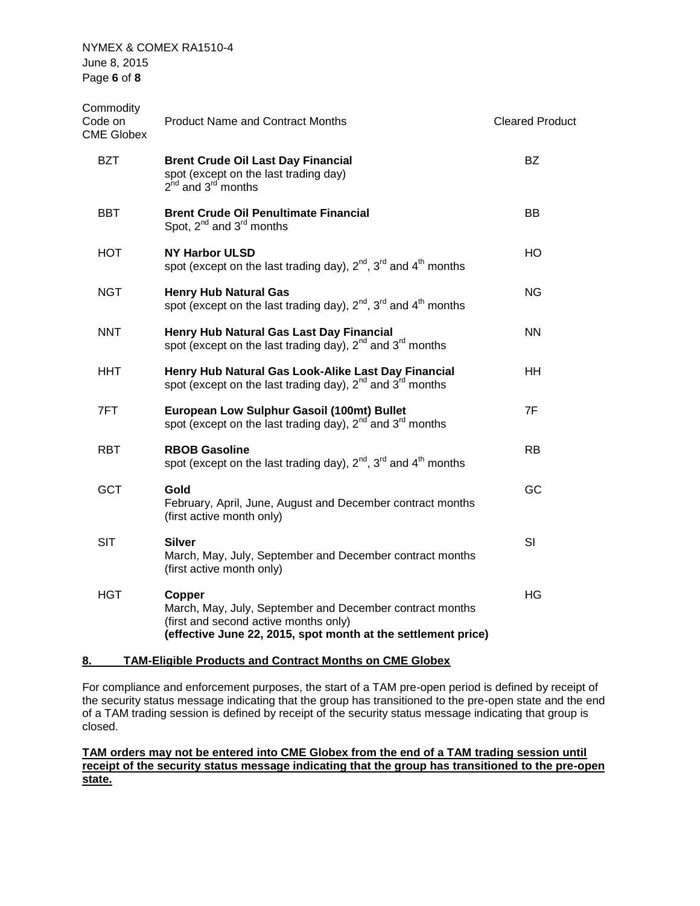| Commodity Code on CME Globex | Product Name and Contract Months | Cleared Product |
|---|---|---|
| BZT | **Brent Crude Oil Last Day Financial**<br>spot (except on the last trading day)<br>2nd and 3rd months | BZ |
| BBT | **Brent Crude Oil Penultimate Financial**<br>Spot, 2nd and 3rd months | BB |
| HOT | **NY Harbor ULSD**<br>spot (except on the last trading day), 2nd, 3rd and 4th months | HO |
| NGT | **Henry Hub Natural Gas**<br>spot (except on the last trading day), 2nd, 3rd and 4th months | NG |
| NNT | **Henry Hub Natural Gas Last Day Financial**<br>spot (except on the last trading day), 2nd and 3rd months | NN |
| HHT | **Henry Hub Natural Gas Look-Alike Last Day Financial**<br>spot (except on the last trading day), 2nd and 3rd months | HH |
| 7FT | **European Low Sulphur Gasoil (100mt) Bullet**<br>spot (except on the last trading day), 2nd and 3rd months | 7F |
| RBT | **RBOB Gasoline**<br>spot (except on the last trading day), 2nd, 3rd and 4th months | RB |
| GCT | **Gold**<br>February, April, June, August and December contract months (first active month only) | GC |
| SIT | **Silver**<br>March, May, July, September and December contract months (first active month only) | SI |
| HGT | **Copper**<br>March, May, July, September and December contract months (first and second active months only)<br>**(effective June 22, 2015, spot month at the settlement price)** | HG |

## 8. TAM-Eligible Products and Contract Months on CME Globex

For compliance and enforcement purposes, the start of a TAM pre-open period is defined by receipt of the security status message indicating that the group has transitioned to the pre-open state and the end of a TAM trading session is defined by receipt of the security status message indicating that group is closed.

**TAM orders may not be entered into CME Globex from the end of a TAM trading session until receipt of the security status message indicating that the group has transitioned to the pre-open state.**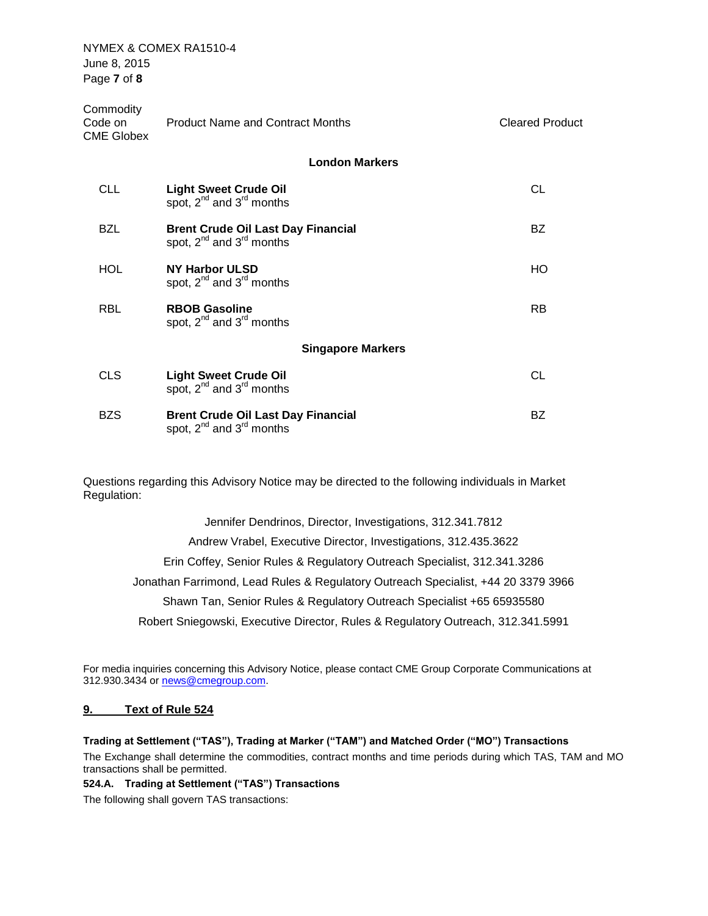| Commodity Code on CME Globex | Product Name and Contract Months | Cleared Product |
|---|---|---|
| | **London Markers** | |
| CLL | **Light Sweet Crude Oil** spot, 2nd and 3rd months | CL |
| BZL | **Brent Crude Oil Last Day Financial** spot, 2nd and 3rd months | BZ |
| HOL | **NY Harbor ULSD** spot, 2nd and 3rd months | HO |
| RBL | **RBOB Gasoline** spot, 2nd and 3rd months | RB |
| | **Singapore Markers** | |
| CLS | **Light Sweet Crude Oil** spot, 2nd and 3rd months | CL |
| BZS | **Brent Crude Oil Last Day Financial** spot, 2nd and 3rd months | BZ |

Questions regarding this Advisory Notice may be directed to the following individuals in Market Regulation:

Jennifer Dendrinos, Director, Investigations, 312.341.7812

Andrew Vrabel, Executive Director, Investigations, 312.435.3622

Erin Coffey, Senior Rules & Regulatory Outreach Specialist, 312.341.3286

Jonathan Farrimond, Lead Rules & Regulatory Outreach Specialist, +44 20 3379 3966

Shawn Tan, Senior Rules & Regulatory Outreach Specialist +65 65935580

Robert Sniegowski, Executive Director, Rules & Regulatory Outreach, 312.341.5991

For media inquiries concerning this Advisory Notice, please contact CME Group Corporate Communications at 312.930.3434 or news@cmegroup.com.

## 9. Text of Rule 524

**Trading at Settlement ("TAS"), Trading at Marker ("TAM") and Matched Order ("MO") Transactions**

The Exchange shall determine the commodities, contract months and time periods during which TAS, TAM and MO transactions shall be permitted.

**524.A. Trading at Settlement ("TAS") Transactions**

The following shall govern TAS transactions: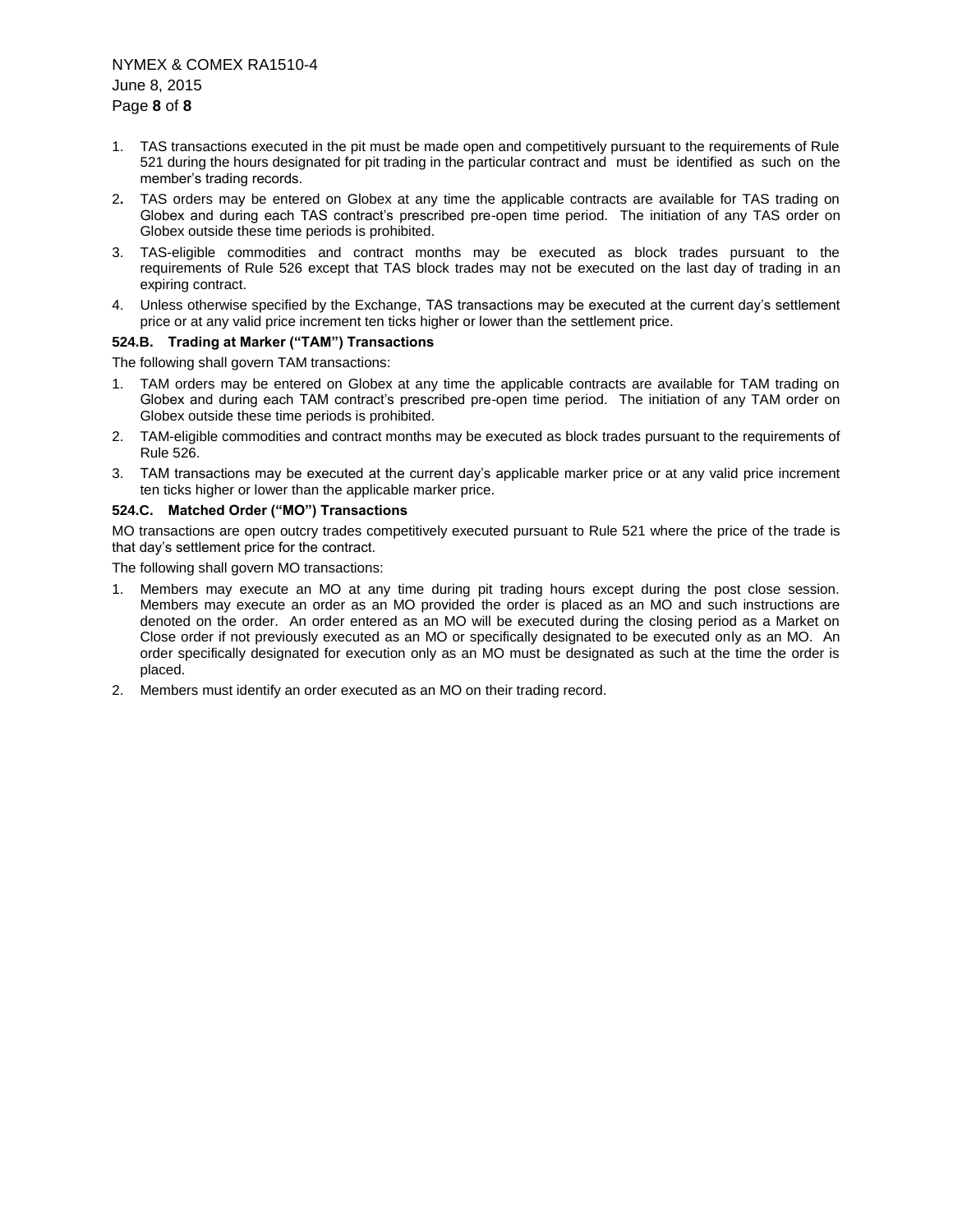1. TAS transactions executed in the pit must be made open and competitively pursuant to the requirements of Rule 521 during the hours designated for pit trading in the particular contract and must be identified as such on the member's trading records.
2. TAS orders may be entered on Globex at any time the applicable contracts are available for TAS trading on Globex and during each TAS contract's prescribed pre-open time period. The initiation of any TAS order on Globex outside these time periods is prohibited.
3. TAS-eligible commodities and contract months may be executed as block trades pursuant to the requirements of Rule 526 except that TAS block trades may not be executed on the last day of trading in an expiring contract.
4. Unless otherwise specified by the Exchange, TAS transactions may be executed at the current day's settlement price or at any valid price increment ten ticks higher or lower than the settlement price.

**524.B. Trading at Marker ("TAM") Transactions**

The following shall govern TAM transactions:

1. TAM orders may be entered on Globex at any time the applicable contracts are available for TAM trading on Globex and during each TAM contract's prescribed pre-open time period. The initiation of any TAM order on Globex outside these time periods is prohibited.
2. TAM-eligible commodities and contract months may be executed as block trades pursuant to the requirements of Rule 526.
3. TAM transactions may be executed at the current day's applicable marker price or at any valid price increment ten ticks higher or lower than the applicable marker price.

**524.C. Matched Order ("MO") Transactions**

MO transactions are open outcry trades competitively executed pursuant to Rule 521 where the price of the trade is that day's settlement price for the contract.

The following shall govern MO transactions:

1. Members may execute an MO at any time during pit trading hours except during the post close session. Members may execute an order as an MO provided the order is placed as an MO and such instructions are denoted on the order. An order entered as an MO will be executed during the closing period as a Market on Close order if not previously executed as an MO or specifically designated to be executed only as an MO. An order specifically designated for execution only as an MO must be designated as such at the time the order is placed.
2. Members must identify an order executed as an MO on their trading record.